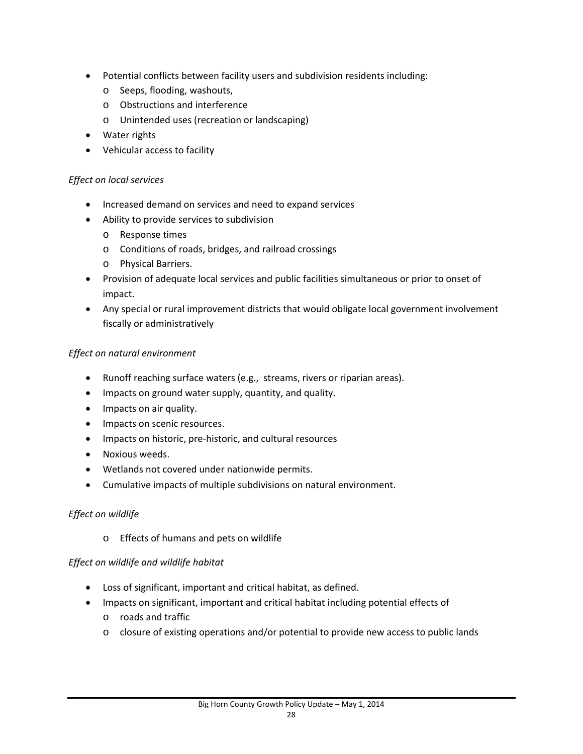- Potential conflicts between facility users and subdivision residents including:
  - Seeps, flooding, washouts,
  - Obstructions and interference
  - Unintended uses (recreation or landscaping)
- Water rights
- Vehicular access to facility

*Effect on local services*

- Increased demand on services and need to expand services
- Ability to provide services to subdivision
  - Response times
  - Conditions of roads, bridges, and railroad crossings
  - Physical Barriers.
- Provision of adequate local services and public facilities simultaneous or prior to onset of impact.
- Any special or rural improvement districts that would obligate local government involvement fiscally or administratively

*Effect on natural environment*

- Runoff reaching surface waters (e.g., streams, rivers or riparian areas).
- Impacts on ground water supply, quantity, and quality.
- Impacts on air quality.
- Impacts on scenic resources.
- Impacts on historic, pre-historic, and cultural resources
- Noxious weeds.
- Wetlands not covered under nationwide permits.
- Cumulative impacts of multiple subdivisions on natural environment.

*Effect on wildlife*

  - Effects of humans and pets on wildlife

*Effect on wildlife and wildlife habitat*

- Loss of significant, important and critical habitat, as defined.
- Impacts on significant, important and critical habitat including potential effects of
  - roads and traffic
  - closure of existing operations and/or potential to provide new access to public lands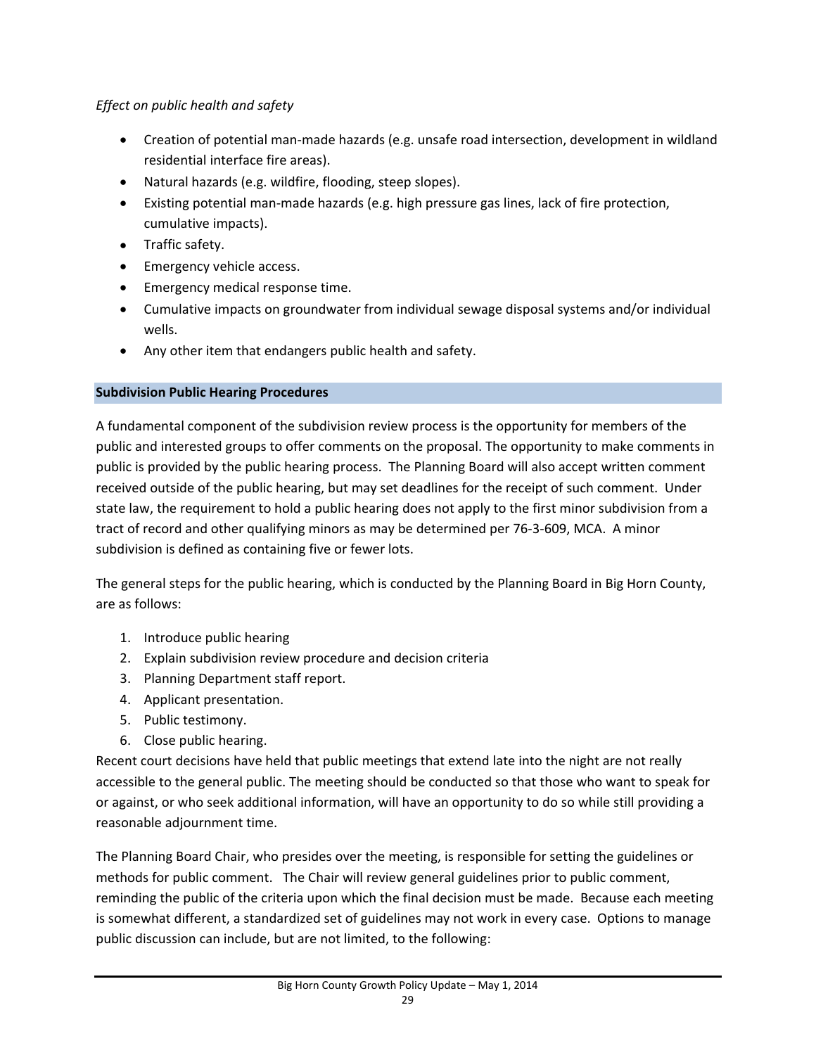*Effect on public health and safety*

- Creation of potential man-made hazards (e.g. unsafe road intersection, development in wildland residential interface fire areas).
- Natural hazards (e.g. wildfire, flooding, steep slopes).
- Existing potential man-made hazards (e.g. high pressure gas lines, lack of fire protection, cumulative impacts).
- Traffic safety.
- Emergency vehicle access.
- Emergency medical response time.
- Cumulative impacts on groundwater from individual sewage disposal systems and/or individual wells.
- Any other item that endangers public health and safety.

## Subdivision Public Hearing Procedures

A fundamental component of the subdivision review process is the opportunity for members of the public and interested groups to offer comments on the proposal. The opportunity to make comments in public is provided by the public hearing process. The Planning Board will also accept written comment received outside of the public hearing, but may set deadlines for the receipt of such comment. Under state law, the requirement to hold a public hearing does not apply to the first minor subdivision from a tract of record and other qualifying minors as may be determined per 76-3-609, MCA. A minor subdivision is defined as containing five or fewer lots.

The general steps for the public hearing, which is conducted by the Planning Board in Big Horn County, are as follows:

1. Introduce public hearing
2. Explain subdivision review procedure and decision criteria
3. Planning Department staff report.
4. Applicant presentation.
5. Public testimony.
6. Close public hearing.

Recent court decisions have held that public meetings that extend late into the night are not really accessible to the general public. The meeting should be conducted so that those who want to speak for or against, or who seek additional information, will have an opportunity to do so while still providing a reasonable adjournment time.

The Planning Board Chair, who presides over the meeting, is responsible for setting the guidelines or methods for public comment. The Chair will review general guidelines prior to public comment, reminding the public of the criteria upon which the final decision must be made. Because each meeting is somewhat different, a standardized set of guidelines may not work in every case. Options to manage public discussion can include, but are not limited, to the following: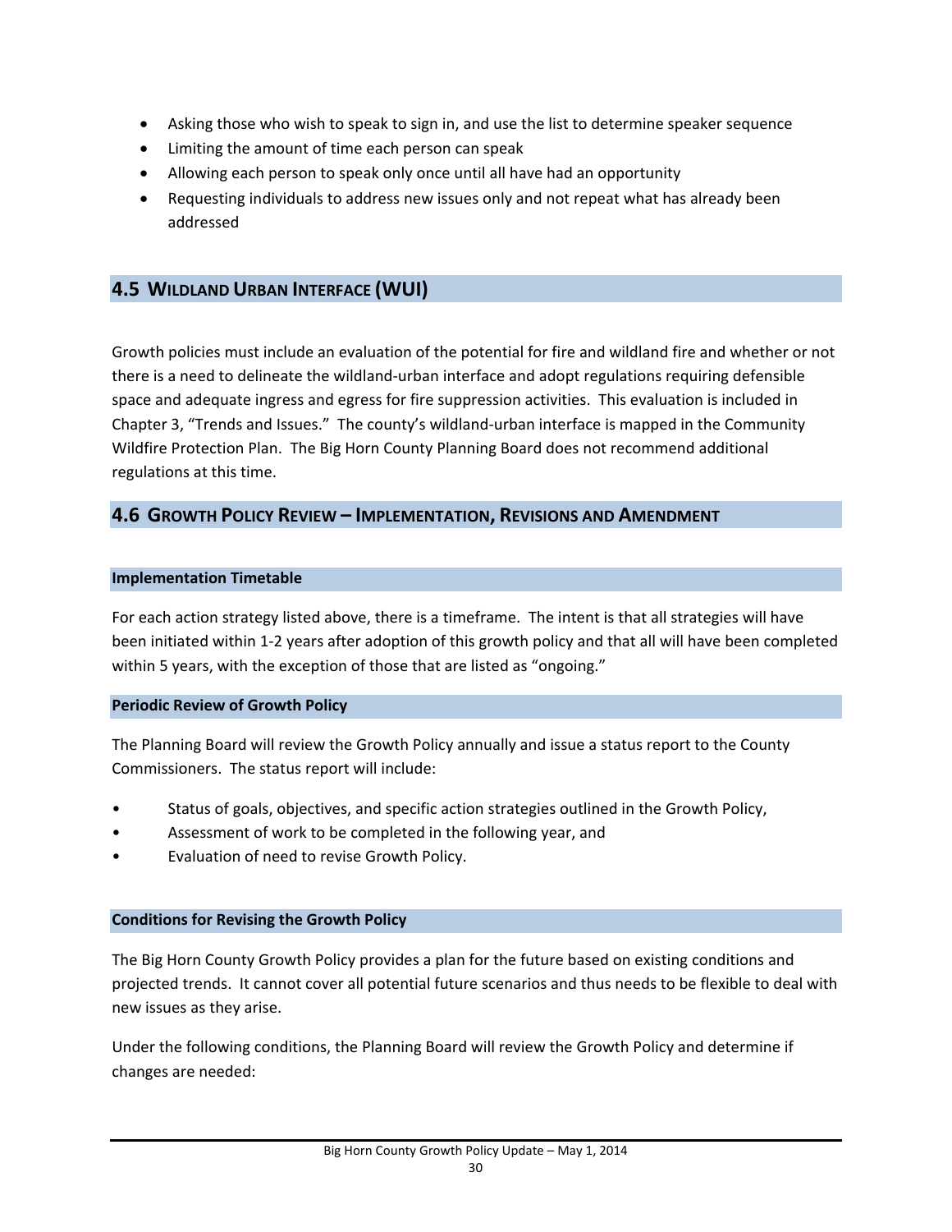- Asking those who wish to speak to sign in, and use the list to determine speaker sequence
- Limiting the amount of time each person can speak
- Allowing each person to speak only once until all have had an opportunity
- Requesting individuals to address new issues only and not repeat what has already been addressed

## 4.5 Wildland Urban Interface (WUI)

Growth policies must include an evaluation of the potential for fire and wildland fire and whether or not there is a need to delineate the wildland-urban interface and adopt regulations requiring defensible space and adequate ingress and egress for fire suppression activities. This evaluation is included in Chapter 3, "Trends and Issues." The county's wildland-urban interface is mapped in the Community Wildfire Protection Plan. The Big Horn County Planning Board does not recommend additional regulations at this time.

## 4.6 Growth Policy Review – Implementation, Revisions and Amendment

### Implementation Timetable

For each action strategy listed above, there is a timeframe. The intent is that all strategies will have been initiated within 1-2 years after adoption of this growth policy and that all will have been completed within 5 years, with the exception of those that are listed as "ongoing."

### Periodic Review of Growth Policy

The Planning Board will review the Growth Policy annually and issue a status report to the County Commissioners. The status report will include:

- Status of goals, objectives, and specific action strategies outlined in the Growth Policy,
- Assessment of work to be completed in the following year, and
- Evaluation of need to revise Growth Policy.

### Conditions for Revising the Growth Policy

The Big Horn County Growth Policy provides a plan for the future based on existing conditions and projected trends. It cannot cover all potential future scenarios and thus needs to be flexible to deal with new issues as they arise.

Under the following conditions, the Planning Board will review the Growth Policy and determine if changes are needed: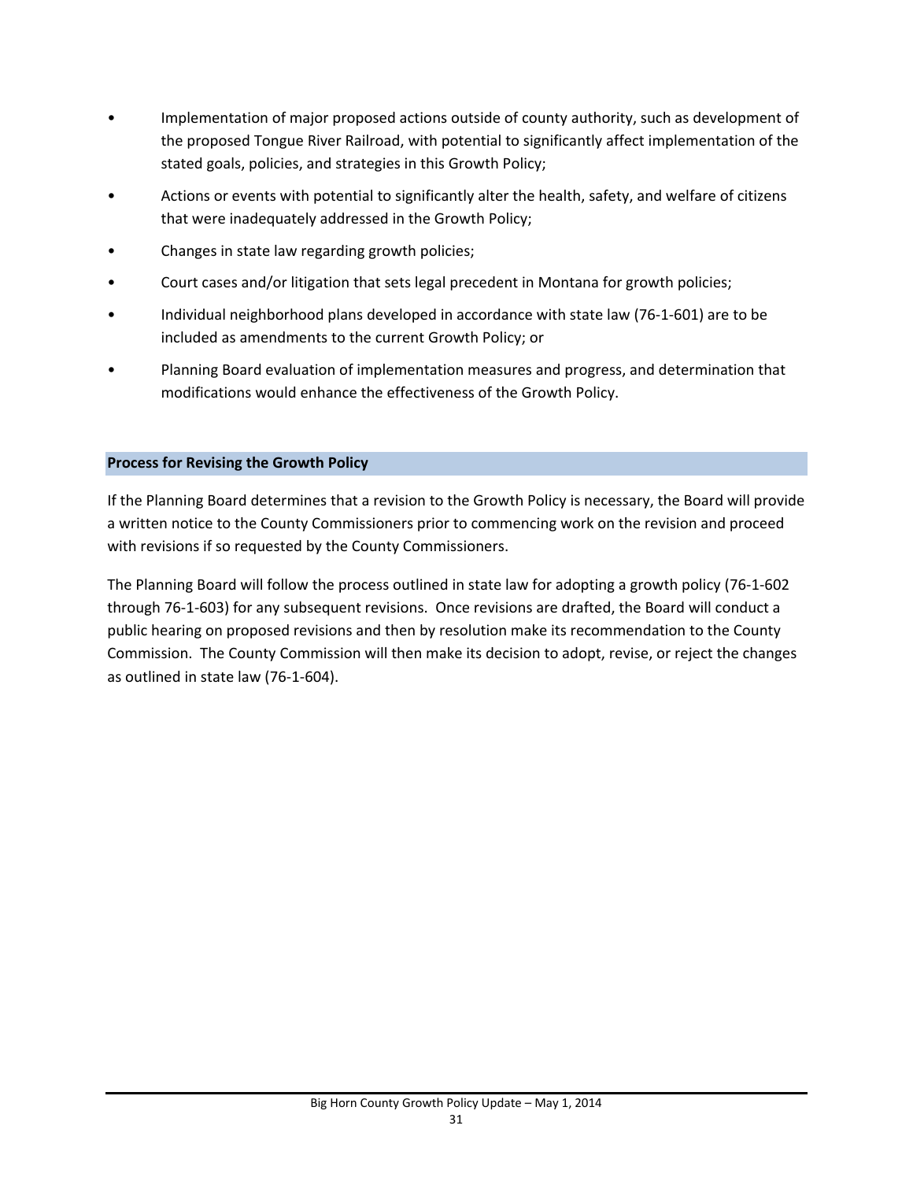- Implementation of major proposed actions outside of county authority, such as development of the proposed Tongue River Railroad, with potential to significantly affect implementation of the stated goals, policies, and strategies in this Growth Policy;
- Actions or events with potential to significantly alter the health, safety, and welfare of citizens that were inadequately addressed in the Growth Policy;
- Changes in state law regarding growth policies;
- Court cases and/or litigation that sets legal precedent in Montana for growth policies;
- Individual neighborhood plans developed in accordance with state law (76-1-601) are to be included as amendments to the current Growth Policy; or
- Planning Board evaluation of implementation measures and progress, and determination that modifications would enhance the effectiveness of the Growth Policy.

### Process for Revising the Growth Policy

If the Planning Board determines that a revision to the Growth Policy is necessary, the Board will provide a written notice to the County Commissioners prior to commencing work on the revision and proceed with revisions if so requested by the County Commissioners.

The Planning Board will follow the process outlined in state law for adopting a growth policy (76-1-602 through 76-1-603) for any subsequent revisions. Once revisions are drafted, the Board will conduct a public hearing on proposed revisions and then by resolution make its recommendation to the County Commission. The County Commission will then make its decision to adopt, revise, or reject the changes as outlined in state law (76-1-604).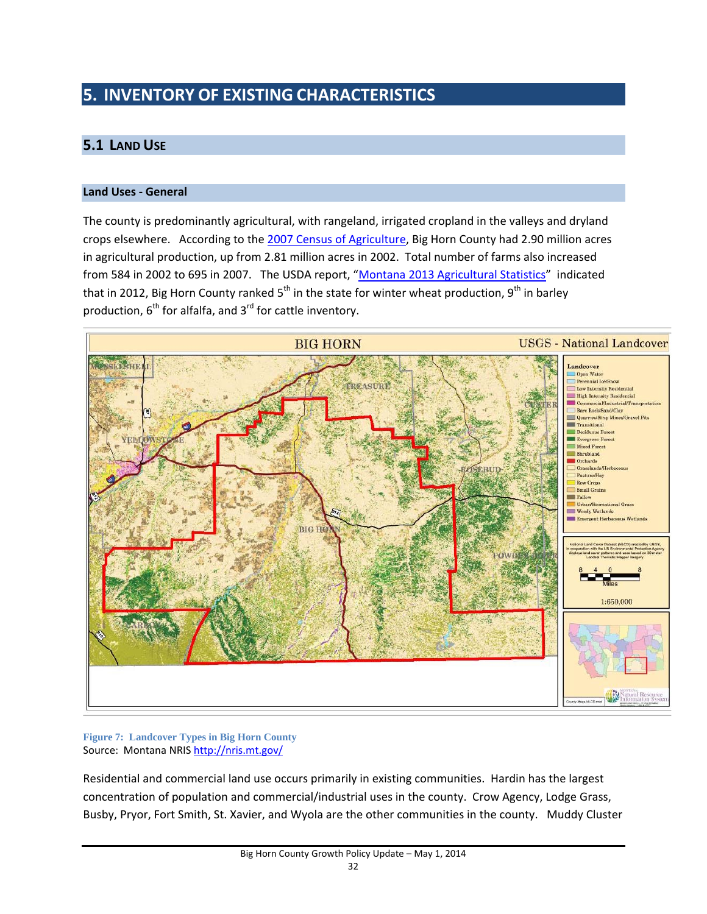# 5. INVENTORY OF EXISTING CHARACTERISTICS

## 5.1 LAND USE

### Land Uses - General

The county is predominantly agricultural, with rangeland, irrigated cropland in the valleys and dryland crops elsewhere. According to the 2007 Census of Agriculture, Big Horn County had 2.90 million acres in agricultural production, up from 2.81 million acres in 2002. Total number of farms also increased from 584 in 2002 to 695 in 2007. The USDA report, "Montana 2013 Agricultural Statistics" indicated that in 2012, Big Horn County ranked 5th in the state for winter wheat production, 9th in barley production, 6th for alfalfa, and 3rd for cattle inventory.

BIG HORN

USGS - National Landcover

MUSSELSHELL

TREASURE

CUSTER

YELLOWSTONE

ROSEBUD

BIG HORN

POWDER RIVER

CARBON

Landcover
Open Water
Perennial Ice/Snow
Low Intensity Residential
High Intensity Residential
Commercial/Industrial/Transportation
Bare Rock/Sand/Clay
Quarries/Strip Mines/Gravel Pits
Transitional
Deciduous Forest
Evergreen Forest
Mixed Forest
Shrubland
Orchards
Grasslands/Herbaceous
Pasture/Hay
Row Crops
Small Grains
Fallow
Urban/Recreational Grass
Woody Wetlands
Emergent Herbaceous Wetlands

National Land Cover Dataset (NLCD) created by USGS, in cooperation with the US Environmental Protection Agency displays land cover patterns and uses based on 30-meter Landsat Thematic Mapper Imagery

8 4 0 8
Miles

1:650,000

Montana Natural Resource Information System

**Figure 7: Landcover Types in Big Horn County**
Source: Montana NRIS http://nris.mt.gov/

Residential and commercial land use occurs primarily in existing communities. Hardin has the largest concentration of population and commercial/industrial uses in the county. Crow Agency, Lodge Grass, Busby, Pryor, Fort Smith, St. Xavier, and Wyola are the other communities in the county. Muddy Cluster